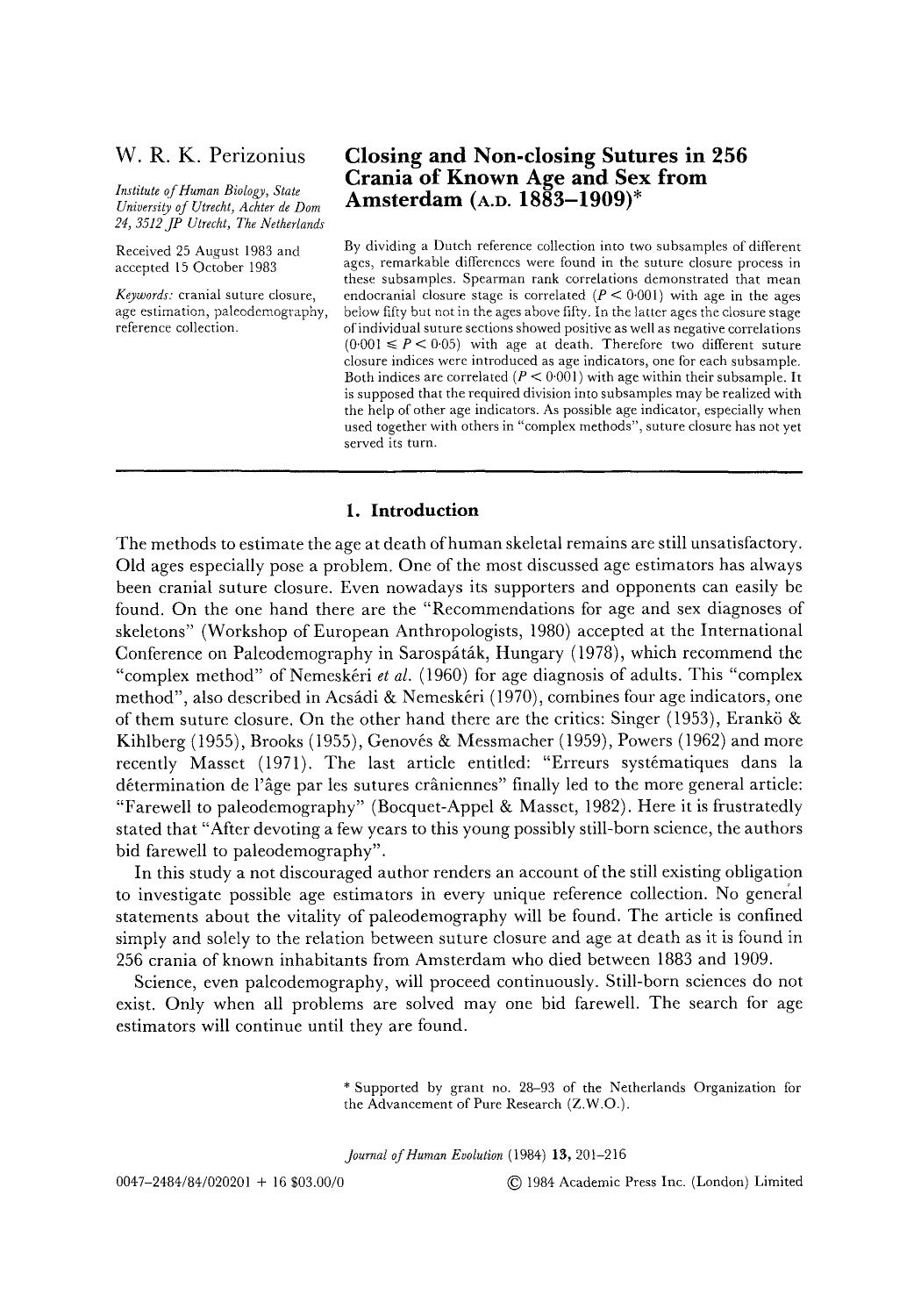W. R. K. Perizonius

*Institute of Human Biology, State University of Utrecht, Achter de Dom 24, 3512 JP Utrecht, The Netherlands*

Received 25 August 1983 and accepted 15 October 1983

*Keywords:* cranial suture closure, age estimation, paleodemography, reference collection.

# Closing and Non-closing Sutures in 256 Crania of Known Age and Sex from Amsterdam (A.D. 1883–1909)*

By dividing a Dutch reference collection into two subsamples of different ages, remarkable differences were found in the suture closure process in these subsamples. Spearman rank correlations demonstrated that mean endocranial closure stage is correlated ($P < 0.001$) with age in the ages below fifty but not in the ages above fifty. In the latter ages the closure stage of individual suture sections showed positive as well as negative correlations ($0.001 \leqslant P < 0.05$) with age at death. Therefore two different suture closure indices were introduced as age indicators, one for each subsample. Both indices are correlated ($P < 0.001$) with age within their subsample. It is supposed that the required division into subsamples may be realized with the help of other age indicators. As possible age indicator, especially when used together with others in "complex methods", suture closure has not yet served its turn.

## 1. Introduction

The methods to estimate the age at death of human skeletal remains are still unsatisfactory. Old ages especially pose a problem. One of the most discussed age estimators has always been cranial suture closure. Even nowadays its supporters and opponents can easily be found. On the one hand there are the "Recommendations for age and sex diagnoses of skeletons" (Workshop of European Anthropologists, 1980) accepted at the International Conference on Paleodemography in Sarospátak, Hungary (1978), which recommend the "complex method" of Nemeskéri *et al.* (1960) for age diagnosis of adults. This "complex method", also described in Acsádi & Nemeskéri (1970), combines four age indicators, one of them suture closure. On the other hand there are the critics: Singer (1953), Erankö & Kihlberg (1955), Brooks (1955), Genovés & Messmacher (1959), Powers (1962) and more recently Masset (1971). The last article entitled: "Erreurs systématiques dans la détermination de l'âge par les sutures crâniennes" finally led to the more general article: "Farewell to paleodemography" (Bocquet-Appel & Masset, 1982). Here it is frustratedly stated that "After devoting a few years to this young possibly still-born science, the authors bid farewell to paleodemography".

In this study a not discouraged author renders an account of the still existing obligation to investigate possible age estimators in every unique reference collection. No general statements about the vitality of paleodemography will be found. The article is confined simply and solely to the relation between suture closure and age at death as it is found in 256 crania of known inhabitants from Amsterdam who died between 1883 and 1909.

Science, even paleodemography, will proceed continuously. Still-born sciences do not exist. Only when all problems are solved may one bid farewell. The search for age estimators will continue until they are found.

\* Supported by grant no. 28–93 of the Netherlands Organization for the Advancement of Pure Research (Z.W.O.).

0047–2484/84/020201 + 16 $03.00/0 © 1984 Academic Press Inc. (London) Limited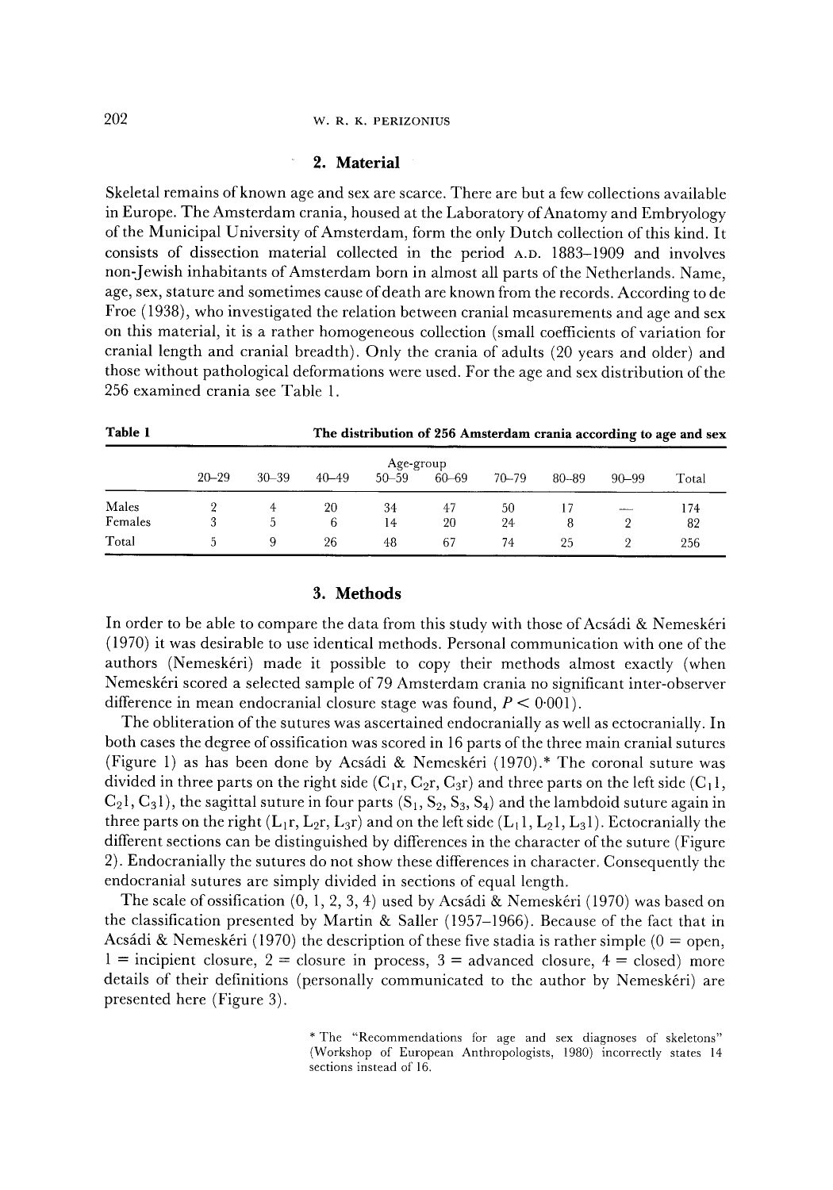## 2. Material

Skeletal remains of known age and sex are scarce. There are but a few collections available in Europe. The Amsterdam crania, housed at the Laboratory of Anatomy and Embryology of the Municipal University of Amsterdam, form the only Dutch collection of this kind. It consists of dissection material collected in the period A.D. 1883–1909 and involves non-Jewish inhabitants of Amsterdam born in almost all parts of the Netherlands. Name, age, sex, stature and sometimes cause of death are known from the records. According to de Froe (1938), who investigated the relation between cranial measurements and age and sex on this material, it is a rather homogeneous collection (small coefficients of variation for cranial length and cranial breadth). Only the crania of adults (20 years and older) and those without pathological deformations were used. For the age and sex distribution of the 256 examined crania see Table 1.

**Table 1** **The distribution of 256 Amsterdam crania according to age and sex**

| | Age-group | | | | | | | | |
|---|---|---|---|---|---|---|---|---|---|
| | 20–29 | 30–39 | 40–49 | 50–59 | 60–69 | 70–79 | 80–89 | 90–99 | Total |
| Males | 2 | 4 | 20 | 34 | 47 | 50 | 17 | — | 174 |
| Females | 3 | 5 | 6 | 14 | 20 | 24 | 8 | 2 | 82 |
| Total | 5 | 9 | 26 | 48 | 67 | 74 | 25 | 2 | 256 |

## 3. Methods

In order to be able to compare the data from this study with those of Acsádi & Nemeskéri (1970) it was desirable to use identical methods. Personal communication with one of the authors (Nemeskéri) made it possible to copy their methods almost exactly (when Nemeskéri scored a selected sample of 79 Amsterdam crania no significant inter-observer difference in mean endocranial closure stage was found, $P < 0{\cdot}001$).

The obliteration of the sutures was ascertained endocranially as well as ectocranially. In both cases the degree of ossification was scored in 16 parts of the three main cranial sutures (Figure 1) as has been done by Acsádi & Nemeskéri (1970).* The coronal suture was divided in three parts on the right side ($C_1r$, $C_2r$, $C_3r$) and three parts on the left side ($C_1l$, $C_2l$, $C_3l$), the sagittal suture in four parts ($S_1$, $S_2$, $S_3$, $S_4$) and the lambdoid suture again in three parts on the right ($L_1r$, $L_2r$, $L_3r$) and on the left side ($L_1l$, $L_2l$, $L_3l$). Ectocranially the different sections can be distinguished by differences in the character of the suture (Figure 2). Endocranially the sutures do not show these differences in character. Consequently the endocranial sutures are simply divided in sections of equal length.

The scale of ossification (0, 1, 2, 3, 4) used by Acsádi & Nemeskéri (1970) was based on the classification presented by Martin & Saller (1957–1966). Because of the fact that in Acsádi & Nemeskéri (1970) the description of these five stadia is rather simple (0 = open, 1 = incipient closure, 2 = closure in process, 3 = advanced closure, 4 = closed) more details of their definitions (personally communicated to the author by Nemeskéri) are presented here (Figure 3).

* The "Recommendations for age and sex diagnoses of skeletons" (Workshop of European Anthropologists, 1980) incorrectly states 14 sections instead of 16.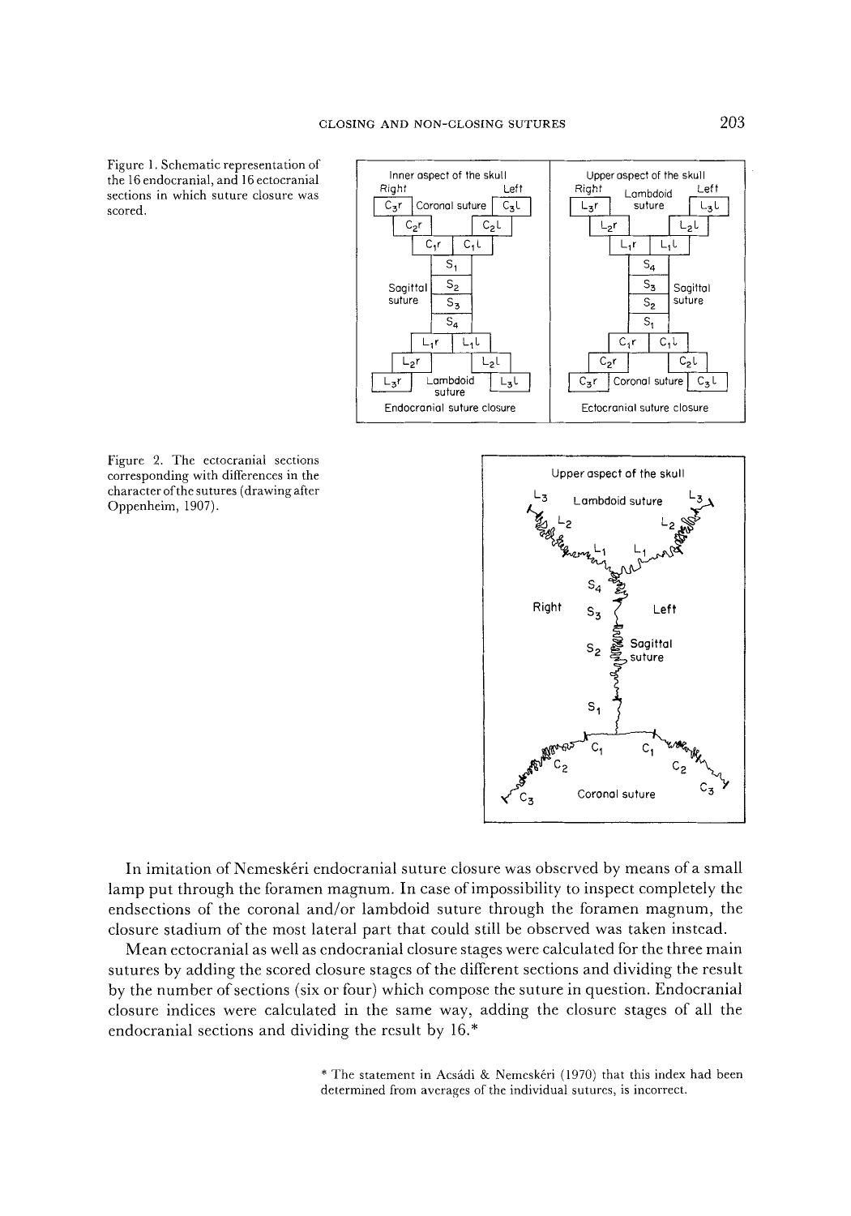Figure 1. Schematic representation of the 16 endocranial, and 16 ectocranial sections in which suture closure was scored.

Figure 2. The ectocranial sections corresponding with differences in the character of the sutures (drawing after Oppenheim, 1907).

In imitation of Nemeskéri endocranial suture closure was observed by means of a small lamp put through the foramen magnum. In case of impossibility to inspect completely the endsections of the coronal and/or lambdoid suture through the foramen magnum, the closure stadium of the most lateral part that could still be observed was taken instead.

Mean ectocranial as well as endocranial closure stages were calculated for the three main sutures by adding the scored closure stages of the different sections and dividing the result by the number of sections (six or four) which compose the suture in question. Endocranial closure indices were calculated in the same way, adding the closure stages of all the endocranial sections and dividing the result by 16.*

\* The statement in Acsádi & Nemeskéri (1970) that this index had been determined from averages of the individual sutures, is incorrect.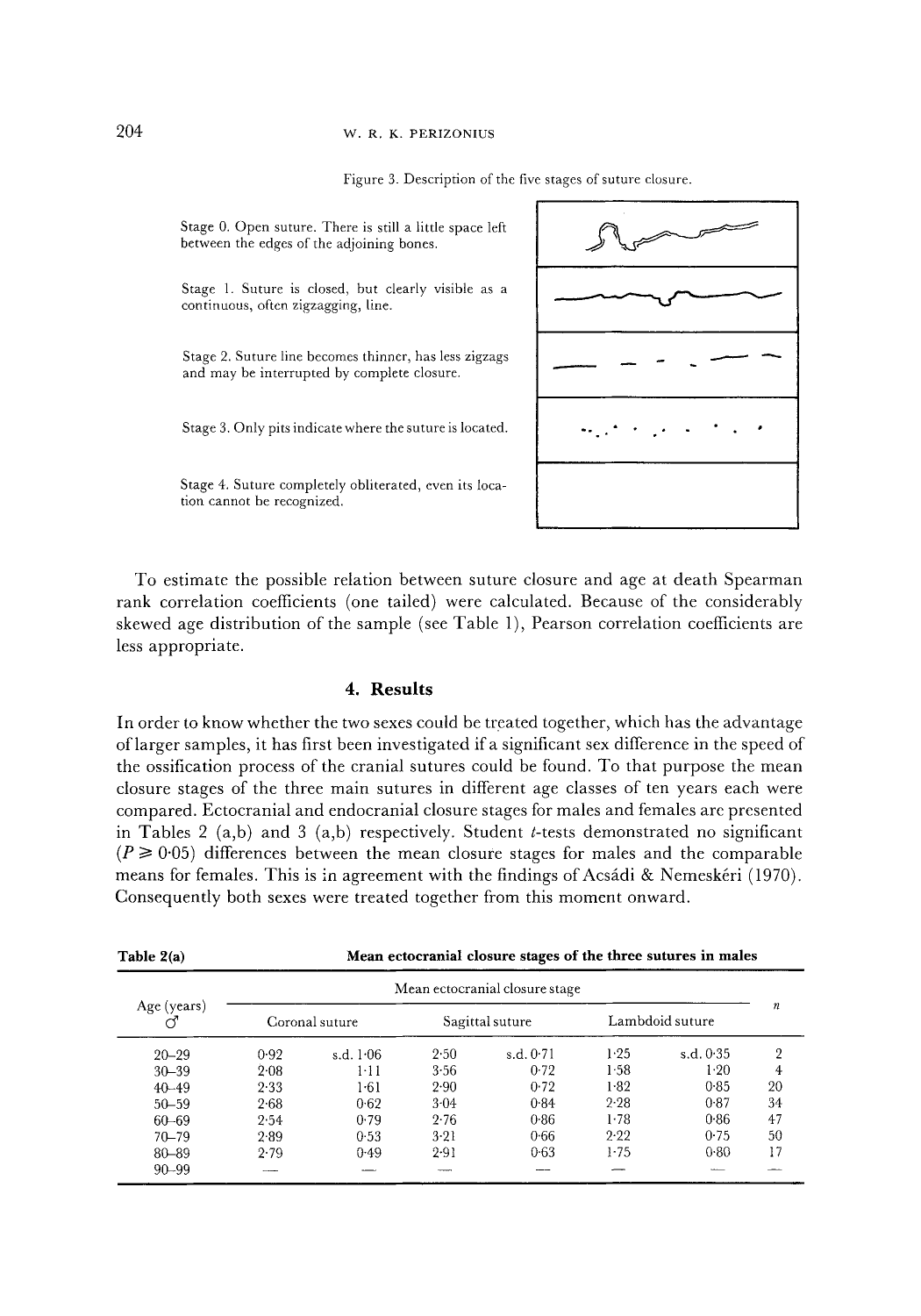Figure 3. Description of the five stages of suture closure.

Stage 0. Open suture. There is still a little space left between the edges of the adjoining bones.

Stage 1. Suture is closed, but clearly visible as a continuous, often zigzagging, line.

Stage 2. Suture line becomes thinner, has less zigzags and may be interrupted by complete closure.

Stage 3. Only pits indicate where the suture is located.

Stage 4. Suture completely obliterated, even its location cannot be recognized.

To estimate the possible relation between suture closure and age at death Spearman rank correlation coefficients (one tailed) were calculated. Because of the considerably skewed age distribution of the sample (see Table 1), Pearson correlation coefficients are less appropriate.

## 4. Results

In order to know whether the two sexes could be treated together, which has the advantage of larger samples, it has first been investigated if a significant sex difference in the speed of the ossification process of the cranial sutures could be found. To that purpose the mean closure stages of the three main sutures in different age classes of ten years each were compared. Ectocranial and endocranial closure stages for males and females are presented in Tables 2 (a,b) and 3 (a,b) respectively. Student $t$-tests demonstrated no significant ($P \geqslant 0{\cdot}05$) differences between the mean closure stages for males and the comparable means for females. This is in agreement with the findings of Acsádi & Nemeskéri (1970). Consequently both sexes were treated together from this moment onward.

**Table 2(a) Mean ectocranial closure stages of the three sutures in males**

| Age (years) ♂ | Mean ectocranial closure stage | | | | | | $n$ |
|---|---|---|---|---|---|---|---|
| | Coronal suture | | Sagittal suture | | Lambdoid suture | | |
| 20–29 | 0·92 | s.d. 1·06 | 2·50 | s.d. 0·71 | 1·25 | s.d. 0·35 | 2 |
| 30–39 | 2·08 | 1·11 | 3·56 | 0·72 | 1·58 | 1·20 | 4 |
| 40–49 | 2·33 | 1·61 | 2·90 | 0·72 | 1·82 | 0·85 | 20 |
| 50–59 | 2·68 | 0·62 | 3·04 | 0·84 | 2·28 | 0·87 | 34 |
| 60–69 | 2·54 | 0·79 | 2·76 | 0·86 | 1·78 | 0·86 | 47 |
| 70–79 | 2·89 | 0·53 | 3·21 | 0·66 | 2·22 | 0·75 | 50 |
| 80–89 | 2·79 | 0·49 | 2·91 | 0·63 | 1·75 | 0·80 | 17 |
| 90–99 | — | — | — | — | — | — | — |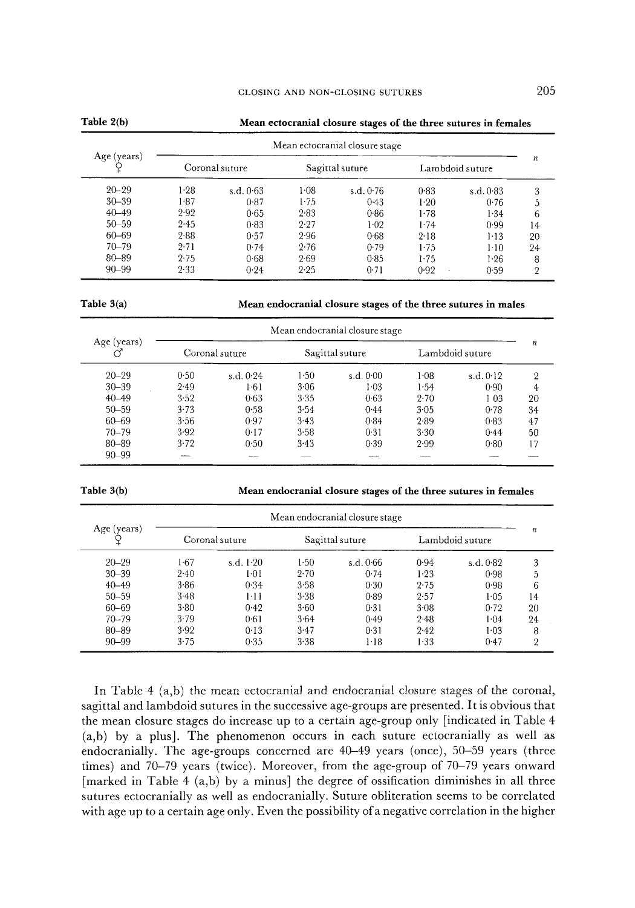**Table 2(b)** **Mean ectocranial closure stages of the three sutures in females**

| Age (years) ♀ | Mean ectocranial closure stage | | | | | | $n$ |
|---|---|---|---|---|---|---|---|
| | Coronal suture | | Sagittal suture | | Lambdoid suture | | |
| 20–29 | 1·28 | s.d. 0·63 | 1·08 | s.d. 0·76 | 0·83 | s.d. 0·83 | 3 |
| 30–39 | 1·87 | 0·87 | 1·75 | 0·43 | 1·20 | 0·76 | 5 |
| 40–49 | 2·92 | 0·65 | 2·83 | 0·86 | 1·78 | 1·34 | 6 |
| 50–59 | 2·45 | 0·83 | 2·27 | 1·02 | 1·74 | 0·99 | 14 |
| 60–69 | 2·88 | 0·57 | 2·96 | 0·68 | 2·18 | 1·13 | 20 |
| 70–79 | 2·71 | 0·74 | 2·76 | 0·79 | 1·75 | 1·10 | 24 |
| 80–89 | 2·75 | 0·68 | 2·69 | 0·85 | 1·75 | 1·26 | 8 |
| 90–99 | 2·33 | 0·24 | 2·25 | 0·71 | 0·92 | 0·59 | 2 |

**Table 3(a)** **Mean endocranial closure stages of the three sutures in males**

| Age (years) ♂ | Mean endocranial closure stage | | | | | | $n$ |
|---|---|---|---|---|---|---|---|
| | Coronal suture | | Sagittal suture | | Lambdoid suture | | |
| 20–29 | 0·50 | s.d. 0·24 | 1·50 | s.d. 0·00 | 1·08 | s.d. 0·12 | 2 |
| 30–39 | 2·49 | 1·61 | 3·06 | 1·03 | 1·54 | 0·90 | 4 |
| 40–49 | 3·52 | 0·63 | 3·35 | 0·63 | 2·70 | 1 03 | 20 |
| 50–59 | 3·73 | 0·58 | 3·54 | 0·44 | 3·05 | 0·78 | 34 |
| 60–69 | 3·56 | 0·97 | 3·43 | 0·84 | 2·89 | 0·83 | 47 |
| 70–79 | 3·92 | 0·17 | 3·58 | 0·31 | 3·30 | 0·44 | 50 |
| 80–89 | 3·72 | 0·50 | 3·43 | 0·39 | 2·99 | 0·80 | 17 |
| 90–99 | — | — | — | — | — | — | — |

**Table 3(b)** **Mean endocranial closure stages of the three sutures in females**

| Age (years) ♀ | Mean endocranial closure stage | | | | | | $n$ |
|---|---|---|---|---|---|---|---|
| | Coronal suture | | Sagittal suture | | Lambdoid suture | | |
| 20–29 | 1·67 | s.d. 1·20 | 1·50 | s.d. 0·66 | 0·94 | s.d. 0·82 | 3 |
| 30–39 | 2·40 | 1·01 | 2·70 | 0·74 | 1·23 | 0·98 | 5 |
| 40–49 | 3·86 | 0·34 | 3·58 | 0·30 | 2·75 | 0·98 | 6 |
| 50–59 | 3·48 | 1·11 | 3·38 | 0·89 | 2·57 | 1·05 | 14 |
| 60–69 | 3·80 | 0·42 | 3·60 | 0·31 | 3·08 | 0·72 | 20 |
| 70–79 | 3·79 | 0·61 | 3·64 | 0·49 | 2·48 | 1·04 | 24 |
| 80–89 | 3·92 | 0·13 | 3·47 | 0·31 | 2·42 | 1·03 | 8 |
| 90–99 | 3·75 | 0·35 | 3·38 | 1·18 | 1·33 | 0·47 | 2 |

In Table 4 (a,b) the mean ectocranial and endocranial closure stages of the coronal, sagittal and lambdoid sutures in the successive age-groups are presented. It is obvious that the mean closure stages do increase up to a certain age-group only [indicated in Table 4 (a,b) by a plus]. The phenomenon occurs in each suture ectocranially as well as endocranially. The age-groups concerned are 40–49 years (once), 50–59 years (three times) and 70–79 years (twice). Moreover, from the age-group of 70–79 years onward [marked in Table 4 (a,b) by a minus] the degree of ossification diminishes in all three sutures ectocranially as well as endocranially. Suture obliteration seems to be correlated with age up to a certain age only. Even the possibility of a negative correlation in the higher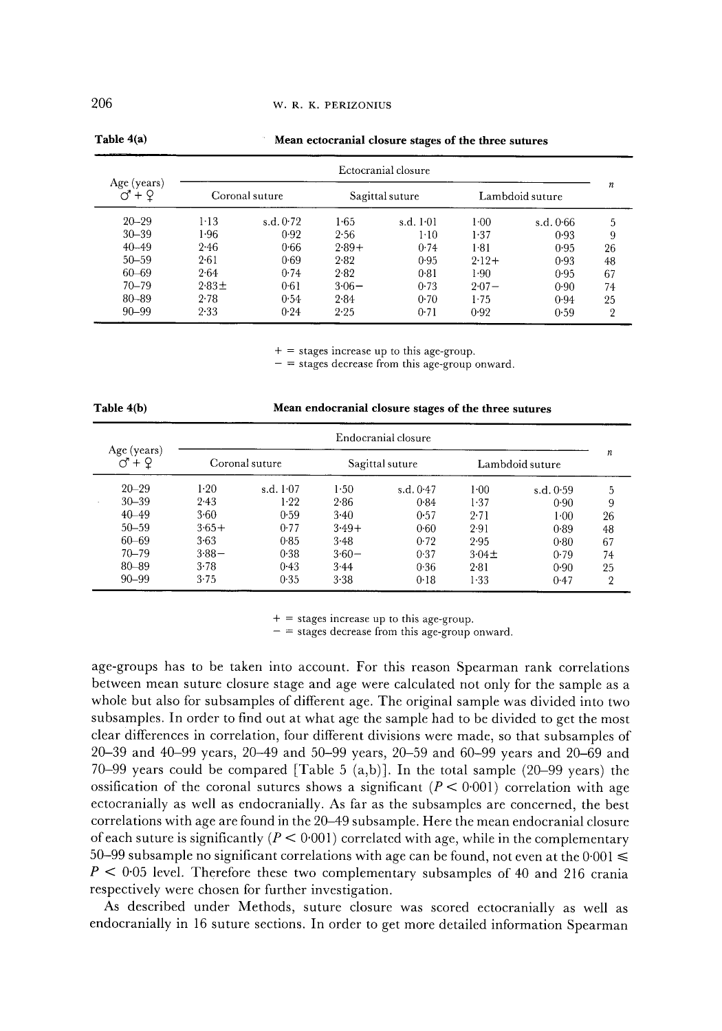**Table 4(a)** **Mean ectocranial closure stages of the three sutures**

| Age (years) ♂ + ♀ | Ectocranial closure | | | | | | n |
|---|---|---|---|---|---|---|---|
| | Coronal suture | | Sagittal suture | | Lambdoid suture | | |
| 20–29 | 1·13 | s.d. 0·72 | 1·65 | s.d. 1·01 | 1·00 | s.d. 0·66 | 5 |
| 30–39 | 1·96 | 0·92 | 2·56 | 1·10 | 1·37 | 0·93 | 9 |
| 40–49 | 2·46 | 0·66 | 2·89+ | 0·74 | 1·81 | 0·95 | 26 |
| 50–59 | 2·61 | 0·69 | 2·82 | 0·95 | 2·12+ | 0·93 | 48 |
| 60–69 | 2·64 | 0·74 | 2·82 | 0·81 | 1·90 | 0·95 | 67 |
| 70–79 | 2·83± | 0·61 | 3·06− | 0·73 | 2·07− | 0·90 | 74 |
| 80–89 | 2·78 | 0·54 | 2·84 | 0·70 | 1·75 | 0·94 | 25 |
| 90–99 | 2·33 | 0·24 | 2·25 | 0·71 | 0·92 | 0·59 | 2 |

\+ = stages increase up to this age-group.
− = stages decrease from this age-group onward.

**Table 4(b)** **Mean endocranial closure stages of the three sutures**

| Age (years) ♂ + ♀ | Endocranial closure | | | | | | n |
|---|---|---|---|---|---|---|---|
| | Coronal suture | | Sagittal suture | | Lambdoid suture | | |
| 20–29 | 1·20 | s.d. 1·07 | 1·50 | s.d. 0·47 | 1·00 | s.d. 0·59 | 5 |
| 30–39 | 2·43 | 1·22 | 2·86 | 0·84 | 1·37 | 0·90 | 9 |
| 40–49 | 3·60 | 0·59 | 3·40 | 0·57 | 2·71 | 1·00 | 26 |
| 50–59 | 3·65+ | 0·77 | 3·49+ | 0·60 | 2·91 | 0·89 | 48 |
| 60–69 | 3·63 | 0·85 | 3·48 | 0·72 | 2·95 | 0·80 | 67 |
| 70–79 | 3·88− | 0·38 | 3·60− | 0·37 | 3·04± | 0·79 | 74 |
| 80–89 | 3·78 | 0·43 | 3·44 | 0·36 | 2·81 | 0·90 | 25 |
| 90–99 | 3·75 | 0·35 | 3·38 | 0·18 | 1·33 | 0·47 | 2 |

\+ = stages increase up to this age-group.
− = stages decrease from this age-group onward.

age-groups has to be taken into account. For this reason Spearman rank correlations between mean suture closure stage and age were calculated not only for the sample as a whole but also for subsamples of different age. The original sample was divided into two subsamples. In order to find out at what age the sample had to be divided to get the most clear differences in correlation, four different divisions were made, so that subsamples of 20–39 and 40–99 years, 20–49 and 50–99 years, 20–59 and 60–99 years and 20–69 and 70–99 years could be compared [Table 5 (a,b)]. In the total sample (20–99 years) the ossification of the coronal sutures shows a significant ($P < 0{\cdot}001$) correlation with age ectocranially as well as endocranially. As far as the subsamples are concerned, the best correlations with age are found in the 20–49 subsample. Here the mean endocranial closure of each suture is significantly ($P < 0{\cdot}001$) correlated with age, while in the complementary 50–99 subsample no significant correlations with age can be found, not even at the $0{\cdot}001 \leqslant P < 0{\cdot}05$ level. Therefore these two complementary subsamples of 40 and 216 crania respectively were chosen for further investigation.

As described under Methods, suture closure was scored ectocranially as well as endocranially in 16 suture sections. In order to get more detailed information Spearman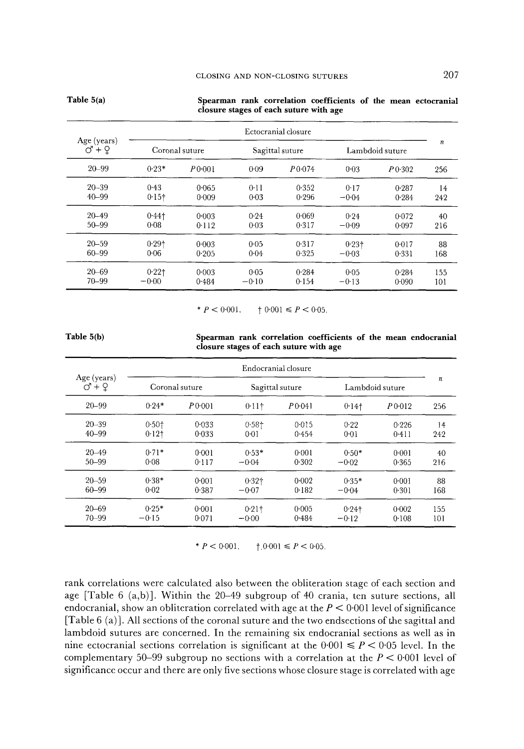**Table 5(a)** **Spearman rank correlation coefficients of the mean ectocranial closure stages of each suture with age**

| Age (years) ♂ + ♀ | Ectocranial closure | | | | | | $n$ |
|---|---|---|---|---|---|---|---|
| | Coronal suture | | Sagittal suture | | Lambdoid suture | | |
| 20–99 | 0·23* | $P$ 0·001 | 0·09 | $P$ 0·074 | 0·03 | $P$ 0·302 | 256 |
| 20–39 | 0·43 | 0·065 | 0·11 | 0·352 | 0·17 | 0·287 | 14 |
| 40–99 | 0·15† | 0·009 | 0·03 | 0·296 | −0·04 | 0·284 | 242 |
| 20–49 | 0·44† | 0·003 | 0·24 | 0·069 | 0·24 | 0·072 | 40 |
| 50–99 | 0·08 | 0·112 | 0·03 | 0·317 | −0·09 | 0·097 | 216 |
| 20–59 | 0·29† | 0·003 | 0·05 | 0·317 | 0·23† | 0·017 | 88 |
| 60–99 | 0·06 | 0·205 | 0·04 | 0·325 | −0·03 | 0·331 | 168 |
| 20–69 | 0·22† | 0·003 | 0·05 | 0·284 | 0·05 | 0·284 | 155 |
| 70–99 | −0·00 | 0·484 | −0·10 | 0·154 | −0·13 | 0·090 | 101 |

\* $P < 0{\cdot}001$. † $0{\cdot}001 \leq P < 0{\cdot}05$.

**Table 5(b)** **Spearman rank correlation coefficients of the mean endocranial closure stages of each suture with age**

| Age (years) ♂ + ♀ | Endocranial closure | | | | | | $n$ |
|---|---|---|---|---|---|---|---|
| | Coronal suture | | Sagittal suture | | Lambdoid suture | | |
| 20–99 | 0·24* | $P$ 0·001 | 0·11† | $P$ 0·041 | 0·14† | $P$ 0·012 | 256 |
| 20–39 | 0·50† | 0·033 | 0·58† | 0·015 | 0·22 | 0·226 | 14 |
| 40–99 | 0·12† | 0·033 | 0·01 | 0·454 | 0·01 | 0·411 | 242 |
| 20–49 | 0·71* | 0·001 | 0·53* | 0·001 | 0·50* | 0·001 | 40 |
| 50–99 | 0·08 | 0·117 | −0·04 | 0·302 | −0·02 | 0·365 | 216 |
| 20–59 | 0·38* | 0·001 | 0·32† | 0·002 | 0·35* | 0·001 | 88 |
| 60–99 | 0·02 | 0·387 | −0·07 | 0·182 | −0·04 | 0·301 | 168 |
| 20–69 | 0·25* | 0·001 | 0·21† | 0·005 | 0·24† | 0·002 | 155 |
| 70–99 | −0·15 | 0·071 | −0·00 | 0·484 | −0·12 | 0·108 | 101 |

\* $P < 0{\cdot}001$. † $0{\cdot}001 \leq P < 0{\cdot}05$.

rank correlations were calculated also between the obliteration stage of each section and age [Table 6 (a,b)]. Within the 20–49 subgroup of 40 crania, ten suture sections, all endocranial, show an obliteration correlated with age at the $P < 0{\cdot}001$ level of significance [Table 6 (a)]. All sections of the coronal suture and the two endsections of the sagittal and lambdoid sutures are concerned. In the remaining six endocranial sections as well as in nine ectocranial sections correlation is significant at the $0{\cdot}001 \leq P < 0{\cdot}05$ level. In the complementary 50–99 subgroup no sections with a correlation at the $P < 0{\cdot}001$ level of significance occur and there are only five sections whose closure stage is correlated with age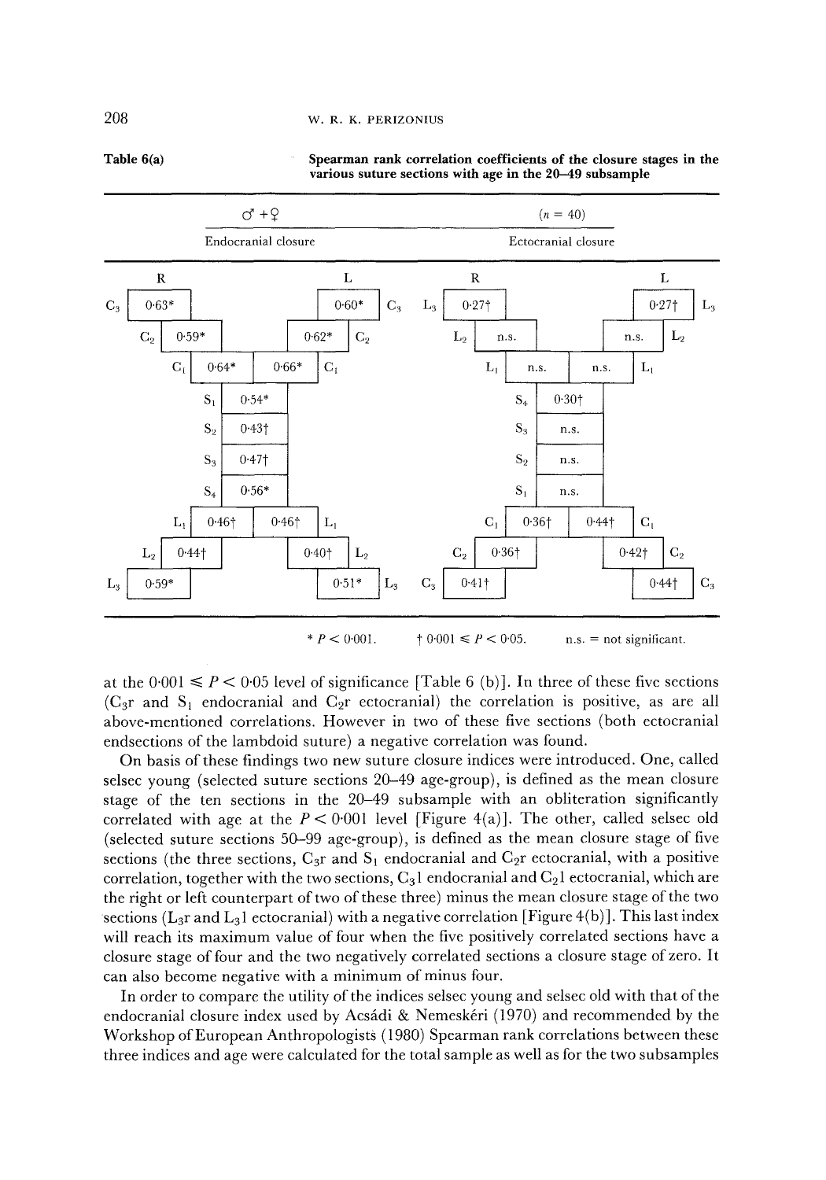**Table 6(a)** Spearman rank correlation coefficients of the closure stages in the various suture sections with age in the 20–49 subsample

♂ + ♀ ($n = 40$)

**Endocranial closure**

| Section | R | L |
|---|---|---|
| $C_3$ | 0·63* | 0·60* |
| $C_2$ | 0·59* | 0·62* |
| $C_1$ | 0·64* | 0·66* |
| $S_1$ | 0·54* | |
| $S_2$ | 0·43† | |
| $S_3$ | 0·47† | |
| $S_4$ | 0·56* | |
| $L_1$ | 0·46† | 0·46† |
| $L_2$ | 0·44† | 0·40† |
| $L_3$ | 0·59* | 0·51* |

**Ectocranial closure**

| Section | R | L |
|---|---|---|
| $L_3$ | 0·27† | 0·27† |
| $L_2$ | n.s. | n.s. |
| $L_1$ | n.s. | n.s. |
| $S_4$ | 0·30† | |
| $S_3$ | n.s. | |
| $S_2$ | n.s. | |
| $S_1$ | n.s. | |
| $C_1$ | 0·36† | 0·44† |
| $C_2$ | 0·36† | 0·42† |
| $C_3$ | 0·41† | 0·44† |

* $P < 0{\cdot}001$. † $0{\cdot}001 \leqslant P < 0{\cdot}05$. n.s. = not significant.

at the $0{\cdot}001 \leqslant P < 0{\cdot}05$ level of significance [Table 6 (b)]. In three of these five sections ($C_3$r and $S_1$ endocranial and $C_2$r ectocranial) the correlation is positive, as are all above-mentioned correlations. However in two of these five sections (both ectocranial endsections of the lambdoid suture) a negative correlation was found.

On basis of these findings two new suture closure indices were introduced. One, called selsec young (selected suture sections 20–49 age-group), is defined as the mean closure stage of the ten sections in the 20–49 subsample with an obliteration significantly correlated with age at the $P < 0{\cdot}001$ level [Figure 4(a)]. The other, called selsec old (selected suture sections 50–99 age-group), is defined as the mean closure stage of five sections (the three sections, $C_3$r and $S_1$ endocranial and $C_2$r ectocranial, with a positive correlation, together with the two sections, $C_3$l endocranial and $C_2$l ectocranial, which are the right or left counterpart of two of these three) minus the mean closure stage of the two sections ($L_3$r and $L_3$l ectocranial) with a negative correlation [Figure 4(b)]. This last index will reach its maximum value of four when the five positively correlated sections have a closure stage of four and the two negatively correlated sections a closure stage of zero. It can also become negative with a minimum of minus four.

In order to compare the utility of the indices selsec young and selsec old with that of the endocranial closure index used by Acsádi & Nemeskéri (1970) and recommended by the Workshop of European Anthropologists (1980) Spearman rank correlations between these three indices and age were calculated for the total sample as well as for the two subsamples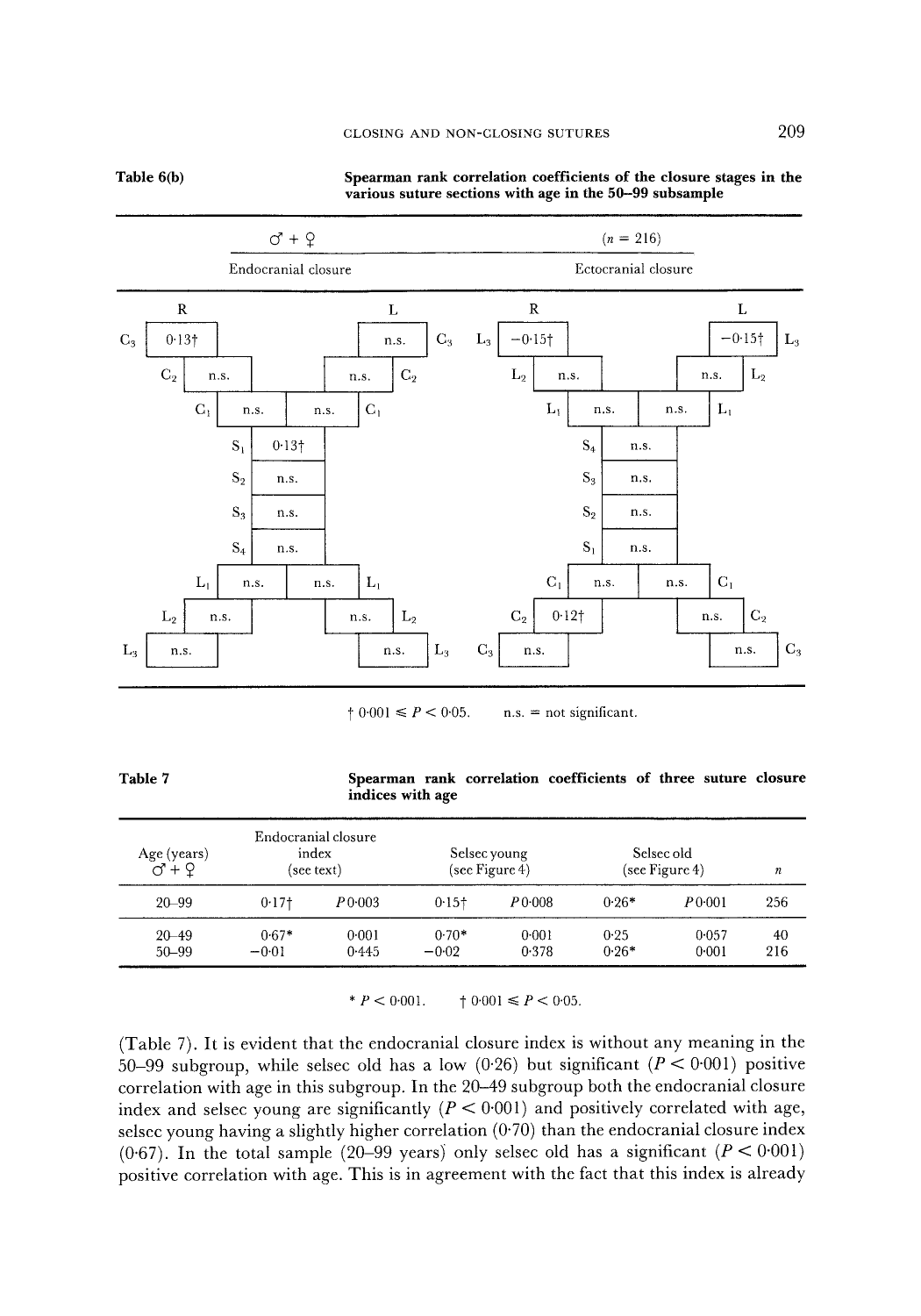**Table 6(b)** Spearman rank correlation coefficients of the closure stages in the various suture sections with age in the 50–99 subsample

♂ + ♀ ($n$ = 216)

**Endocranial closure**

| Section | R | L |
|---|---|---|
| $C_3$ | 0·13† | n.s. |
| $C_2$ | n.s. | n.s. |
| $C_1$ | n.s. | n.s. |
| $S_1$ | 0·13† | |
| $S_2$ | n.s. | |
| $S_3$ | n.s. | |
| $S_4$ | n.s. | |
| $L_1$ | n.s. | n.s. |
| $L_2$ | n.s. | n.s. |
| $L_3$ | n.s. | n.s. |

**Ectocranial closure**

| Section | R | L |
|---|---|---|
| $L_3$ | −0·15† | −0·15† |
| $L_2$ | n.s. | n.s. |
| $L_1$ | n.s. | n.s. |
| $S_4$ | n.s. | |
| $S_3$ | n.s. | |
| $S_2$ | n.s. | |
| $S_1$ | n.s. | |
| $C_1$ | n.s. | n.s. |
| $C_2$ | 0·12† | n.s. |
| $C_3$ | n.s. | n.s. |

† $0{\cdot}001 \leq P < 0{\cdot}05$. n.s. = not significant.

**Table 7** Spearman rank correlation coefficients of three suture closure indices with age

| Age (years) ♂ + ♀ | Endocranial closure index (see text) | | Selsec young (see Figure 4) | | Selsec old (see Figure 4) | | $n$ |
|---|---|---|---|---|---|---|---|
| 20–99 | 0·17† | $P$ 0·003 | 0·15† | $P$ 0·008 | 0·26* | $P$ 0·001 | 256 |
| 20–49 | 0·67* | 0·001 | 0·70* | 0·001 | 0·25 | 0·057 | 40 |
| 50–99 | −0·01 | 0·445 | −0·02 | 0·378 | 0·26* | 0·001 | 216 |

* $P < 0{\cdot}001$. † $0{\cdot}001 \leq P < 0{\cdot}05$.

(Table 7). It is evident that the endocranial closure index is without any meaning in the 50–99 subgroup, while selsec old has a low (0·26) but significant ($P < 0{\cdot}001$) positive correlation with age in this subgroup. In the 20–49 subgroup both the endocranial closure index and selsec young are significantly ($P < 0{\cdot}001$) and positively correlated with age, selsec young having a slightly higher correlation (0·70) than the endocranial closure index (0·67). In the total sample (20–99 years) only selsec old has a significant ($P < 0{\cdot}001$) positive correlation with age. This is in agreement with the fact that this index is already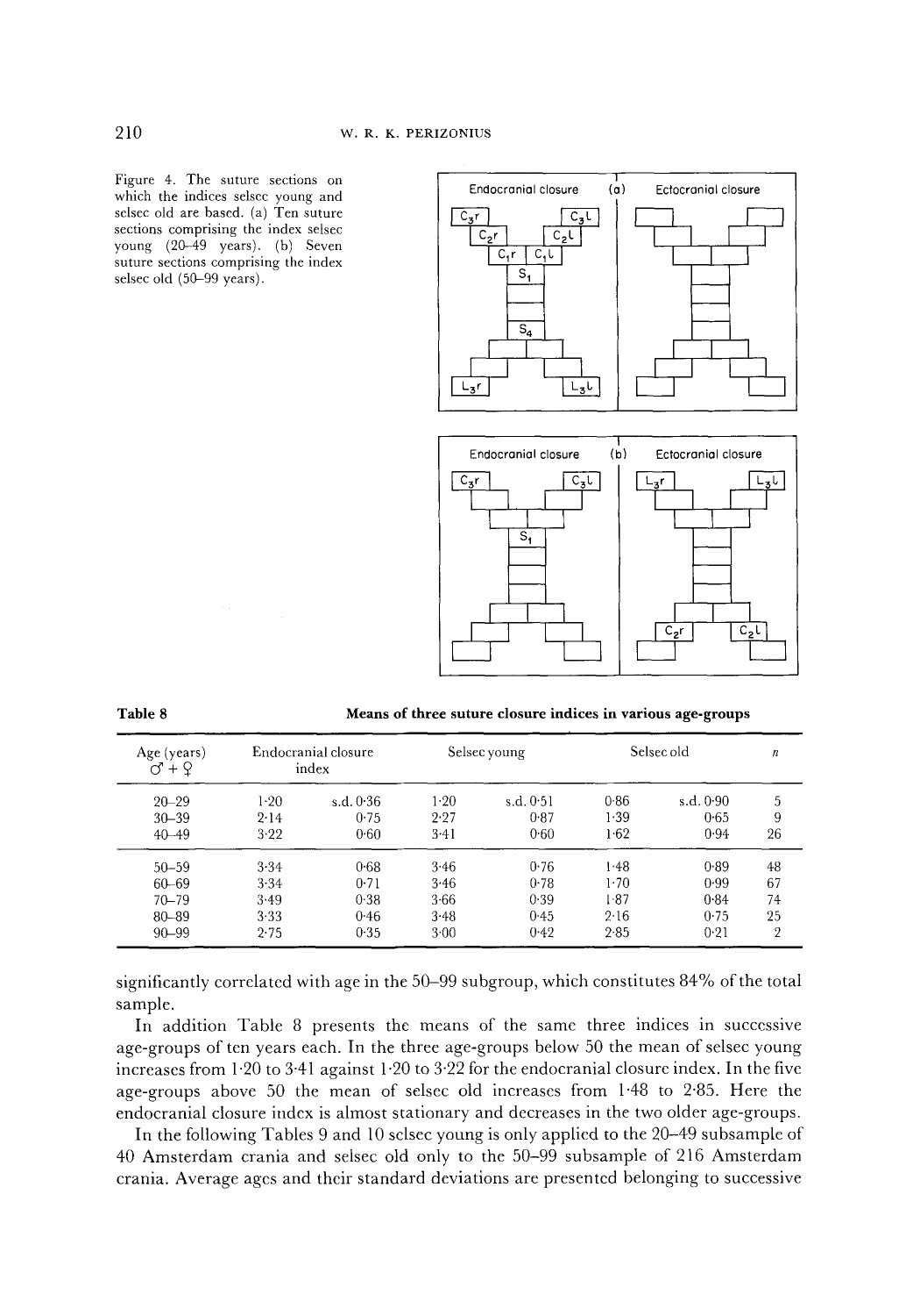Figure 4. The suture sections on which the indices selsec young and selsec old are based. (a) Ten suture sections comprising the index selsec young (20–49 years). (b) Seven suture sections comprising the index selsec old (50–99 years).

**Table 8** **Means of three suture closure indices in various age-groups**

| Age (years) ♂ + ♀ | Endocranial closure index | | Selsec young | | Selsec old | | n |
|---|---|---|---|---|---|---|---|
| 20–29 | 1·20 | s.d. 0·36 | 1·20 | s.d. 0·51 | 0·86 | s.d. 0·90 | 5 |
| 30–39 | 2·14 | 0·75 | 2·27 | 0·87 | 1·39 | 0·65 | 9 |
| 40–49 | 3·22 | 0·60 | 3·41 | 0·60 | 1·62 | 0·94 | 26 |
| 50–59 | 3·34 | 0·68 | 3·46 | 0·76 | 1·48 | 0·89 | 48 |
| 60–69 | 3·34 | 0·71 | 3·46 | 0·78 | 1·70 | 0·99 | 67 |
| 70–79 | 3·49 | 0·38 | 3·66 | 0·39 | 1·87 | 0·84 | 74 |
| 80–89 | 3·33 | 0·46 | 3·48 | 0·45 | 2·16 | 0·75 | 25 |
| 90–99 | 2·75 | 0·35 | 3·00 | 0·42 | 2·85 | 0·21 | 2 |

significantly correlated with age in the 50–99 subgroup, which constitutes 84% of the total sample.

In addition Table 8 presents the means of the same three indices in successive age-groups of ten years each. In the three age-groups below 50 the mean of selsec young increases from 1·20 to 3·41 against 1·20 to 3·22 for the endocranial closure index. In the five age-groups above 50 the mean of selsec old increases from 1·48 to 2·85. Here the endocranial closure index is almost stationary and decreases in the two older age-groups.

In the following Tables 9 and 10 selsec young is only applied to the 20–49 subsample of 40 Amsterdam crania and selsec old only to the 50–99 subsample of 216 Amsterdam crania. Average ages and their standard deviations are presented belonging to successive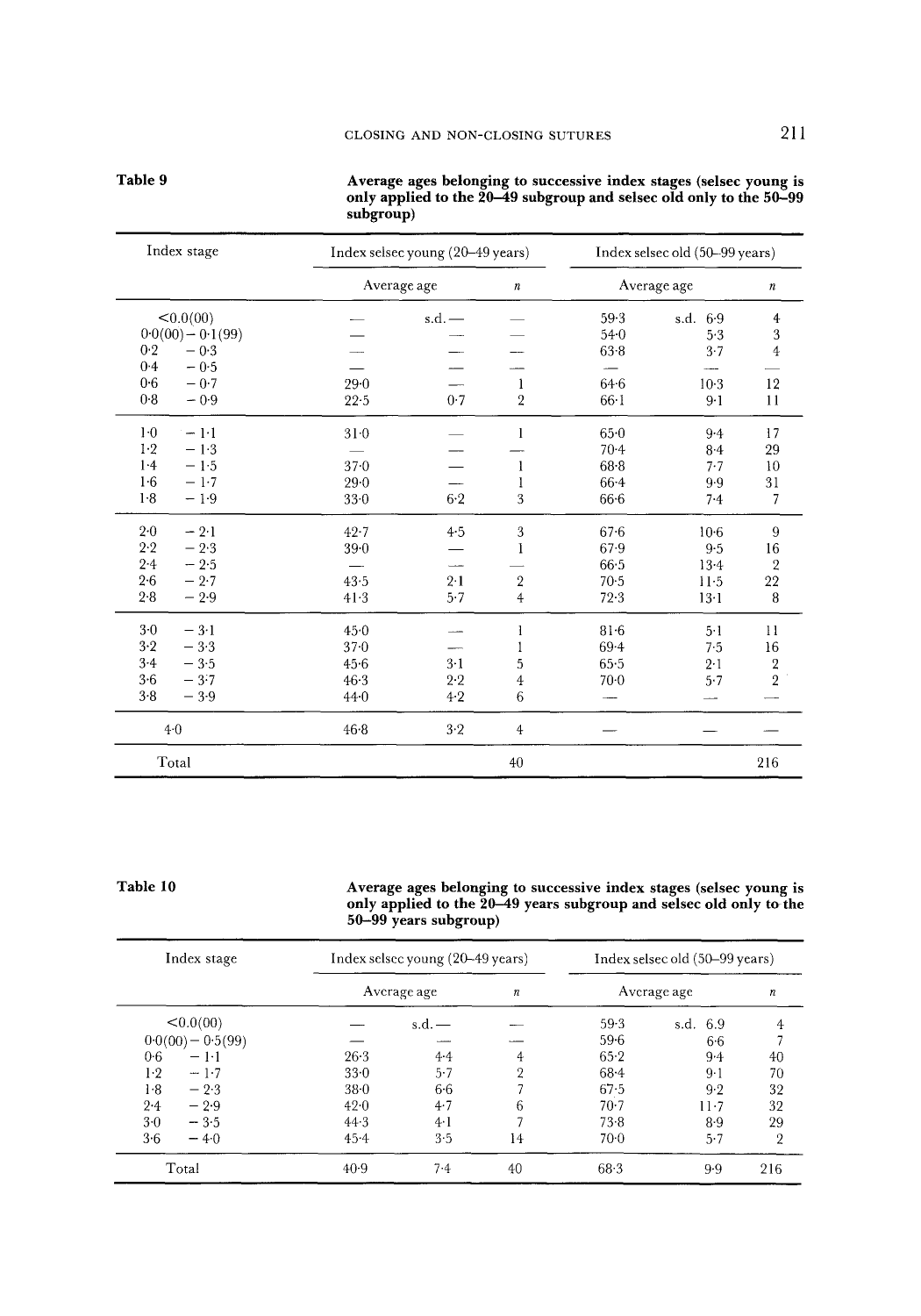**Table 9** Average ages belonging to successive index stages (selsec young is only applied to the 20–49 subgroup and selsec old only to the 50–99 subgroup)

| Index stage | Index selsec young (20–49 years) | | | Index selsec old (50–99 years) | | |
|---|---|---|---|---|---|---|
| | Average age | | *n* | Average age | | *n* |
| <0.0(00) | — | s.d. — | — | 59·3 | s.d. 6·9 | 4 |
| 0·0(00) – 0·1(99) | — | — | — | 54·0 | 5·3 | 3 |
| 0·2 – 0·3 | — | — | — | 63·8 | 3·7 | 4 |
| 0·4 – 0·5 | — | — | — | — | — | — |
| 0·6 – 0·7 | 29·0 | — | 1 | 64·6 | 10·3 | 12 |
| 0·8 – 0·9 | 22·5 | 0·7 | 2 | 66·1 | 9·1 | 11 |
| 1·0 – 1·1 | 31·0 | — | 1 | 65·0 | 9·4 | 17 |
| 1·2 – 1·3 | — | — | — | 70·4 | 8·4 | 29 |
| 1·4 – 1·5 | 37·0 | — | 1 | 68·8 | 7·7 | 10 |
| 1·6 – 1·7 | 29·0 | — | 1 | 66·4 | 9·9 | 31 |
| 1·8 – 1·9 | 33·0 | 6·2 | 3 | 66·6 | 7·4 | 7 |
| 2·0 – 2·1 | 42·7 | 4·5 | 3 | 67·6 | 10·6 | 9 |
| 2·2 – 2·3 | 39·0 | — | 1 | 67·9 | 9·5 | 16 |
| 2·4 – 2·5 | — | — | — | 66·5 | 13·4 | 2 |
| 2·6 – 2·7 | 43·5 | 2·1 | 2 | 70·5 | 11·5 | 22 |
| 2·8 – 2·9 | 41·3 | 5·7 | 4 | 72·3 | 13·1 | 8 |
| 3·0 – 3·1 | 45·0 | — | 1 | 81·6 | 5·1 | 11 |
| 3·2 – 3·3 | 37·0 | — | 1 | 69·4 | 7·5 | 16 |
| 3·4 – 3·5 | 45·6 | 3·1 | 5 | 65·5 | 2·1 | 2 |
| 3·6 – 3·7 | 46·3 | 2·2 | 4 | 70·0 | 5·7 | 2 |
| 3·8 – 3·9 | 44·0 | 4·2 | 6 | — | — | — |
| 4·0 | 46·8 | 3·2 | 4 | — | — | — |
| Total | | | 40 | | | 216 |

**Table 10** Average ages belonging to successive index stages (selsec young is only applied to the 20–49 years subgroup and selsec old only to the 50–99 years subgroup)

| Index stage | Index selsec young (20–49 years) | | | Index selsec old (50–99 years) | | |
|---|---|---|---|---|---|---|
| | Average age | | *n* | Average age | | *n* |
| <0.0(00) | — | s.d. — | — | 59·3 | s.d. 6.9 | 4 |
| 0·0(00) – 0·5(99) | — | — | — | 59·6 | 6·6 | 7 |
| 0·6 – 1·1 | 26·3 | 4·4 | 4 | 65·2 | 9·4 | 40 |
| 1·2 – 1·7 | 33·0 | 5·7 | 2 | 68·4 | 9·1 | 70 |
| 1·8 – 2·3 | 38·0 | 6·6 | 7 | 67·5 | 9·2 | 32 |
| 2·4 – 2·9 | 42·0 | 4·7 | 6 | 70·7 | 11·7 | 32 |
| 3·0 – 3·5 | 44·3 | 4·1 | 7 | 73·8 | 8·9 | 29 |
| 3·6 – 4·0 | 45·4 | 3·5 | 14 | 70·0 | 5·7 | 2 |
| Total | 40·9 | 7·4 | 40 | 68·3 | 9·9 | 216 |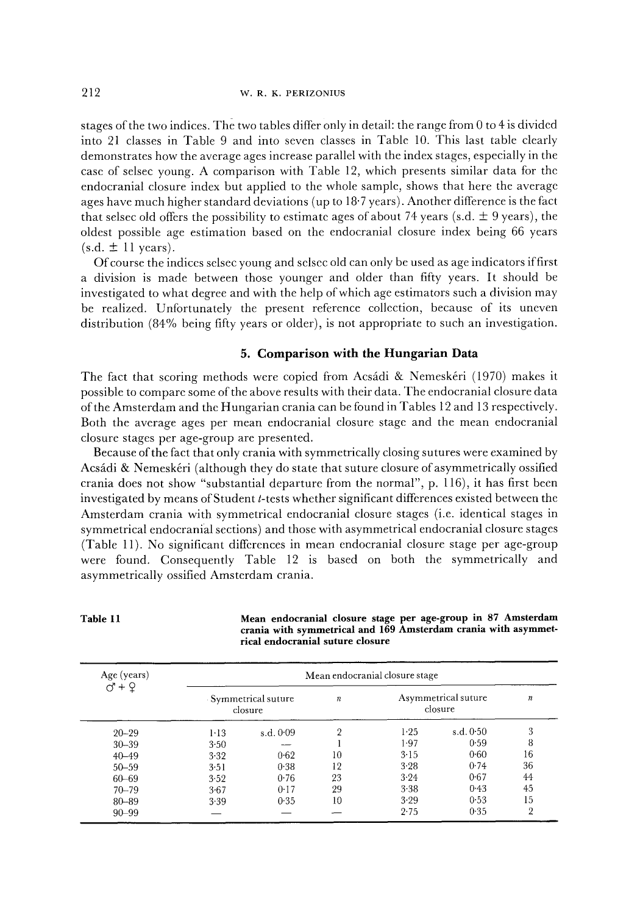stages of the two indices. The two tables differ only in detail: the range from 0 to 4 is divided into 21 classes in Table 9 and into seven classes in Table 10. This last table clearly demonstrates how the average ages increase parallel with the index stages, especially in the case of selsec young. A comparison with Table 12, which presents similar data for the endocranial closure index but applied to the whole sample, shows that here the average ages have much higher standard deviations (up to 18·7 years). Another difference is the fact that selsec old offers the possibility to estimate ages of about 74 years (s.d. ± 9 years), the oldest possible age estimation based on the endocranial closure index being 66 years (s.d. ± 11 years).

Of course the indices selsec young and selsec old can only be used as age indicators if first a division is made between those younger and older than fifty years. It should be investigated to what degree and with the help of which age estimators such a division may be realized. Unfortunately the present reference collection, because of its uneven distribution (84% being fifty years or older), is not appropriate to such an investigation.

## 5. Comparison with the Hungarian Data

The fact that scoring methods were copied from Acsádi & Nemeskéri (1970) makes it possible to compare some of the above results with their data. The endocranial closure data of the Amsterdam and the Hungarian crania can be found in Tables 12 and 13 respectively. Both the average ages per mean endocranial closure stage and the mean endocranial closure stages per age-group are presented.

Because of the fact that only crania with symmetrically closing sutures were examined by Acsádi & Nemeskéri (although they do state that suture closure of asymmetrically ossified crania does not show "substantial departure from the normal", p. 116), it has first been investigated by means of Student $t$-tests whether significant differences existed between the Amsterdam crania with symmetrical endocranial closure stages (i.e. identical stages in symmetrical endocranial sections) and those with asymmetrical endocranial closure stages (Table 11). No significant differences in mean endocranial closure stage per age-group were found. Consequently Table 12 is based on both the symmetrically and asymmetrically ossified Amsterdam crania.

**Table 11** **Mean endocranial closure stage per age-group in 87 Amsterdam crania with symmetrical and 169 Amsterdam crania with asymmetrical endocranial suture closure**

| Age (years) ♂ + ♀ | Mean endocranial closure stage | | | | | |
|---|---|---|---|---|---|---|
| | Symmetrical suture closure | | $n$ | Asymmetrical suture closure | | $n$ |
| 20–29 | 1·13 | s.d. 0·09 | 2 | 1·25 | s.d. 0·50 | 3 |
| 30–39 | 3·50 | — | 1 | 1·97 | 0·59 | 8 |
| 40–49 | 3·32 | 0·62 | 10 | 3·15 | 0·60 | 16 |
| 50–59 | 3·51 | 0·38 | 12 | 3·28 | 0·74 | 36 |
| 60–69 | 3·52 | 0·76 | 23 | 3·24 | 0·67 | 44 |
| 70–79 | 3·67 | 0·17 | 29 | 3·38 | 0·43 | 45 |
| 80–89 | 3·39 | 0·35 | 10 | 3·29 | 0·53 | 15 |
| 90–99 | — | — | — | 2·75 | 0·35 | 2 |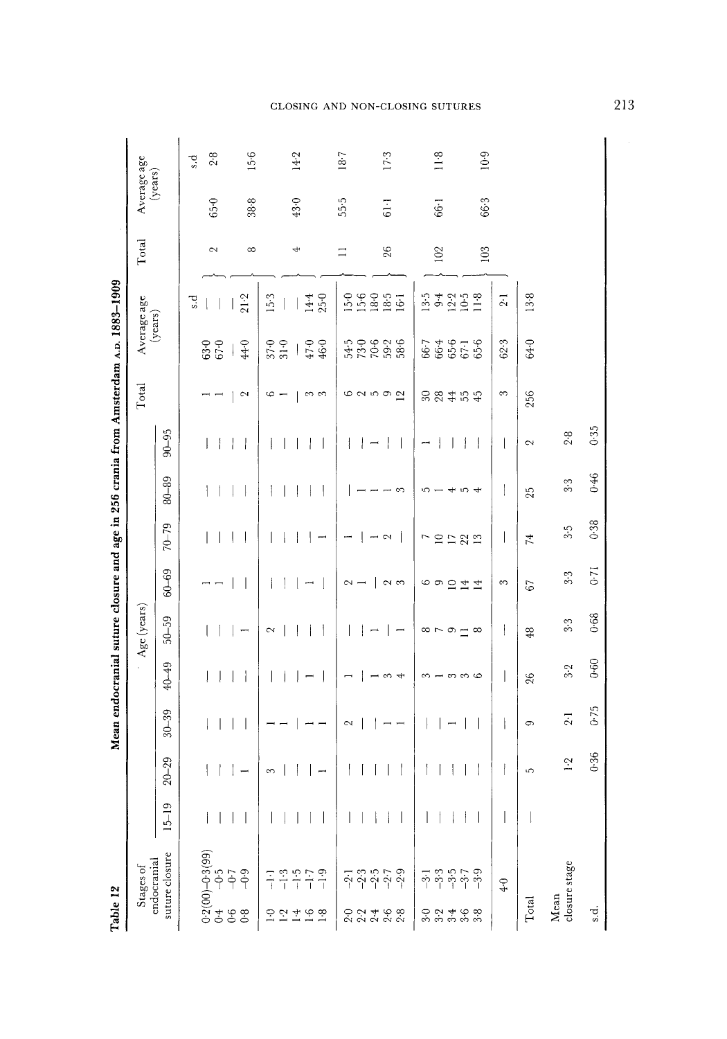**Table 12** Mean endocranial suture closure and age in 256 crania from Amsterdam A.D. 1883–1909

| Stages of endocranial suture closure | Age (years) | | | | | | | | | Total | Average age (years) | | Total | Average age (years) | |
|---|---|---|---|---|---|---|---|---|---|---|---|---|---|---|---|
| | 15–19 | 20–29 | 30–39 | 40–49 | 50–59 | 60–69 | 70–79 | 80–89 | 90–95 | | | s.d | | | s.d |
| 0·2(00)–0·3(99) | — | — | — | — | — | 1 | — | — | — | 1 | 63·0 | — | 2 | 65·0 | 2·8 |
| 0·4 –0·5 | — | — | — | — | — | 1 | — | — | — | 1 | 67·0 | — | | | |
| 0·6 –0·7 | — | — | — | — | — | — | — | — | — | — | — | — | 8 | 38·8 | 15·6 |
| 0·8 –0·9 | — | 1 | — | — | 1 | — | — | — | — | 2 | 44·0 | 21·2 | | | |
| 1·0 –1·1 | — | 3 | 1 | — | 2 | — | — | — | — | 6 | 37·0 | 15·3 | | | |
| 1·2 –1·3 | — | — | 1 | — | — | — | — | — | — | 1 | 31·0 | — | 4 | 43·0 | 14·2 |
| 1·4 –1·5 | — | — | — | — | — | — | — | — | — | — | — | — | | | |
| 1·6 –1·7 | — | — | 1 | 1 | — | 1 | — | — | — | 3 | 47·0 | 14·4 | | | |
| 1·8 –1·9 | — | 1 | 1 | — | — | — | 1 | — | — | 3 | 46·0 | 25·0 | 11 | 55·5 | 18·7 |
| 2·0 –2·1 | — | — | 2 | 1 | — | 2 | 1 | — | — | 6 | 54·5 | 15·0 | | | |
| 2·2 –2·3 | — | — | — | — | — | 1 | — | 1 | — | 2 | 73·0 | 15·6 | | | |
| 2·4 –2·5 | — | — | — | 1 | 1 | — | 1 | 1 | 1 | 5 | 70·6 | 18·0 | 26 | 61·1 | 17·3 |
| 2·6 –2·7 | — | — | 1 | 3 | — | 2 | 2 | 1 | — | 9 | 59·2 | 18·5 | | | |
| 2·8 –2·9 | — | — | 1 | 4 | 1 | 3 | — | 3 | — | 12 | 58·6 | 16·1 | | | |
| 3·0 –3·1 | — | — | — | 3 | 8 | 6 | 7 | 5 | 1 | 30 | 66·7 | 13·5 | 102 | 66·1 | 11·8 |
| 3·2 –3·3 | — | — | — | 1 | 7 | 9 | 10 | 1 | — | 28 | 66·4 | 9·4 | | | |
| 3·4 –3·5 | — | — | 1 | 3 | 9 | 10 | 17 | 4 | — | 44 | 65·6 | 12·2 | | | |
| 3·6 –3·7 | — | — | — | 3 | 11 | 14 | 22 | 5 | — | 55 | 67·1 | 10·5 | 103 | 66·3 | 10·9 |
| 3·8 –3·9 | — | — | — | 6 | 8 | 14 | 13 | 4 | — | 45 | 65·6 | 11·8 | | | |
| 4·0 | — | — | — | — | — | 3 | — | — | — | 3 | 62·3 | 2·1 | | | |
| Total | — | 5 | 9 | 26 | 48 | 67 | 74 | 25 | 2 | 256 | 64·0 | 13·8 | | | |
| Mean closure stage | | 1·2 | 2·1 | 3·2 | 3·3 | 3·3 | 3·5 | 3·3 | 2·8 | | | | | | |
| s.d. | | 0·36 | 0·75 | 0·60 | 0·68 | 0·71 | 0·38 | 0·46 | 0·35 | | | | | | |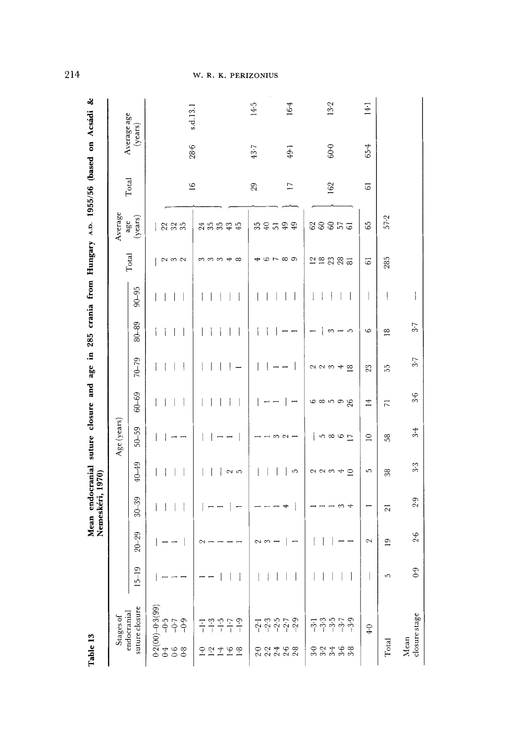**Table 13** Mean endocranial suture closure and age in 285 crania from Hungary A.D. 1955/56 (based on Acsádi & Nemeskéri, 1970)

| Stages of endocranial suture closure | Age (years) 15–19 | 20–29 | 30–39 | 40–49 | 50–59 | 60–69 | 70–79 | 80–89 | 90–95 | Total | Average age (years) | Total | Average age (years) | |
|---|---|---|---|---|---|---|---|---|---|---|---|---|---|---|
| 0·2(00)–0·3(99) | — | — | — | — | — | — | — | — | — | — | — | | | |
| 0·4–0·5 | 1 | 1 | — | — | — | — | — | — | — | 2 | 22 | | | |
| 0·6–0·7 | 1 | 1 | — | — | 1 | — | — | — | — | 3 | 32 | | | |
| 0·8–0·9 | 1 | — | — | — | 1 | — | — | — | — | 2 | 35 | | | |
| 1·0–1·1 | 1 | 2 | — | — | — | — | — | — | — | 3 | 24 | | | |
| 1·2–1·3 | 1 | 1 | 1 | — | — | — | — | — | — | 3 | 35 | 16 | 28·6 | s.d. 13·1 |
| 1·4–1·5 | — | 1 | 1 | — | 1 | — | — | — | — | 3 | 35 | | | |
| 1·6–1·7 | — | 1 | — | 2 | 1 | — | — | — | — | 4 | 43 | | | |
| 1·8–1·9 | — | 1 | 1 | 5 | — | — | 1 | — | — | 8 | 45 | | | |
| 2·0–2·1 | — | 2 | 1 | — | 1 | — | — | — | — | 4 | 35 | 29 | 43·7 | 14·5 |
| 2·2–2·3 | — | 3 | 1 | — | 1 | 1 | — | — | — | 6 | 40 | | | |
| 2·4–2·5 | — | 1 | 1 | — | 3 | 1 | 1 | — | — | 7 | 51 | | | |
| 2·6–2·7 | — | — | 4 | — | 2 | — | 1 | 1 | — | 8 | 49 | 17 | 49·1 | 16·4 |
| 2·8–2·9 | — | 1 | — | 5 | 1 | 1 | — | 1 | — | 9 | 49 | | | |
| 3·0–3·1 | — | — | 1 | 2 | — | 6 | 2 | 1 | — | 12 | 62 | | | |
| 3·2–3·3 | — | — | 1 | 2 | 5 | 8 | 2 | — | — | 18 | 60 | | | |
| 3·4–3·5 | — | — | 1 | 3 | 8 | 5 | 3 | 3 | — | 23 | 60 | 162 | 60·0 | 13·2 |
| 3·6–3·7 | — | 1 | 3 | 4 | 6 | 9 | 4 | 1 | — | 28 | 57 | | | |
| 3·8–3·9 | — | 1 | 4 | 10 | 17 | 26 | 18 | 5 | — | 81 | 61 | | | |
| 4·0 | — | 2 | 1 | 5 | 10 | 14 | 23 | 6 | — | 61 | 65 | 61 | 65·4 | 14·1 |
| Total | 5 | 19 | 21 | 38 | 58 | 71 | 55 | 18 | — | 285 | 57·2 | | | |
| Mean closure stage | 0·9 | 2·6 | 2·9 | 3·3 | 3·4 | 3·6 | 3·7 | 3·7 | — | | | | | |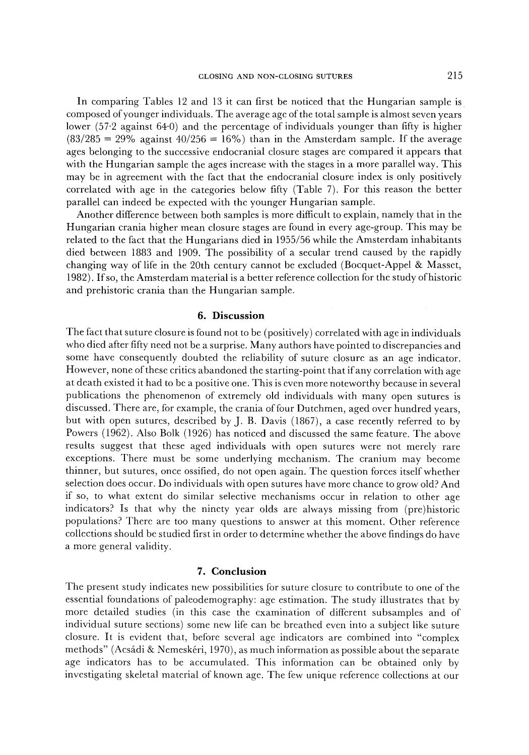In comparing Tables 12 and 13 it can first be noticed that the Hungarian sample is composed of younger individuals. The average age of the total sample is almost seven years lower (57·2 against 64·0) and the percentage of individuals younger than fifty is higher (83/285 = 29% against 40/256 = 16%) than in the Amsterdam sample. If the average ages belonging to the successive endocranial closure stages are compared it appears that with the Hungarian sample the ages increase with the stages in a more parallel way. This may be in agreement with the fact that the endocranial closure index is only positively correlated with age in the categories below fifty (Table 7). For this reason the better parallel can indeed be expected with the younger Hungarian sample.

Another difference between both samples is more difficult to explain, namely that in the Hungarian crania higher mean closure stages are found in every age-group. This may be related to the fact that the Hungarians died in 1955/56 while the Amsterdam inhabitants died between 1883 and 1909. The possibility of a secular trend caused by the rapidly changing way of life in the 20th century cannot be excluded (Bocquet-Appel & Masset, 1982). If so, the Amsterdam material is a better reference collection for the study of historic and prehistoric crania than the Hungarian sample.

## 6. Discussion

The fact that suture closure is found not to be (positively) correlated with age in individuals who died after fifty need not be a surprise. Many authors have pointed to discrepancies and some have consequently doubted the reliability of suture closure as an age indicator. However, none of these critics abandoned the starting-point that if any correlation with age at death existed it had to be a positive one. This is even more noteworthy because in several publications the phenomenon of extremely old individuals with many open sutures is discussed. There are, for example, the crania of four Dutchmen, aged over hundred years, but with open sutures, described by J. B. Davis (1867), a case recently referred to by Powers (1962). Also Bolk (1926) has noticed and discussed the same feature. The above results suggest that these aged individuals with open sutures were not merely rare exceptions. There must be some underlying mechanism. The cranium may become thinner, but sutures, once ossified, do not open again. The question forces itself whether selection does occur. Do individuals with open sutures have more chance to grow old? And if so, to what extent do similar selective mechanisms occur in relation to other age indicators? Is that why the ninety year olds are always missing from (pre)historic populations? There are too many questions to answer at this moment. Other reference collections should be studied first in order to determine whether the above findings do have a more general validity.

## 7. Conclusion

The present study indicates new possibilities for suture closure to contribute to one of the essential foundations of paleodemography: age estimation. The study illustrates that by more detailed studies (in this case the examination of different subsamples and of individual suture sections) some new life can be breathed even into a subject like suture closure. It is evident that, before several age indicators are combined into "complex methods" (Acsádi & Nemeskéri, 1970), as much information as possible about the separate age indicators has to be accumulated. This information can be obtained only by investigating skeletal material of known age. The few unique reference collections at our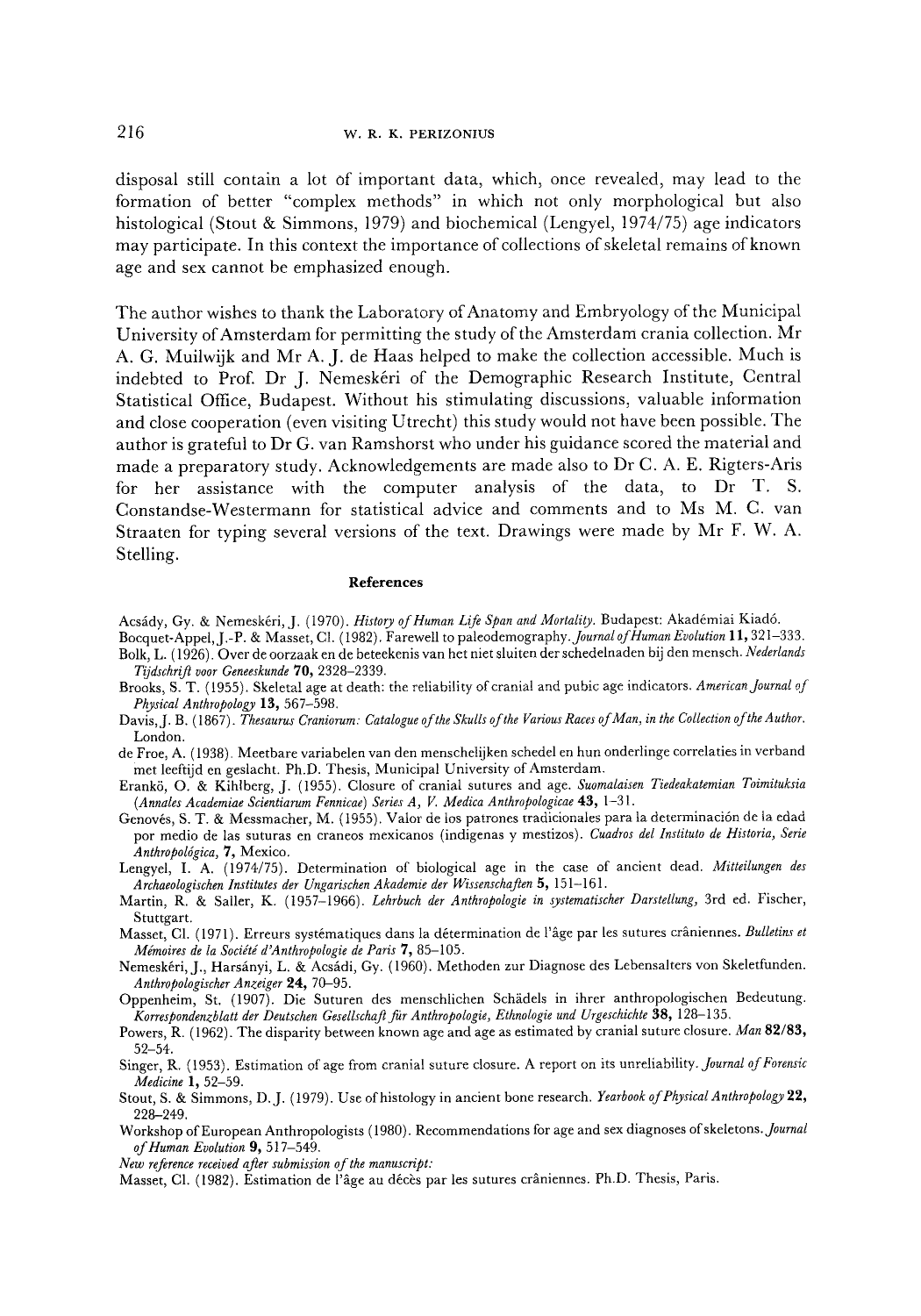disposal still contain a lot of important data, which, once revealed, may lead to the formation of better "complex methods" in which not only morphological but also histological (Stout & Simmons, 1979) and biochemical (Lengyel, 1974/75) age indicators may participate. In this context the importance of collections of skeletal remains of known age and sex cannot be emphasized enough.

The author wishes to thank the Laboratory of Anatomy and Embryology of the Municipal University of Amsterdam for permitting the study of the Amsterdam crania collection. Mr A. G. Muilwijk and Mr A. J. de Haas helped to make the collection accessible. Much is indebted to Prof. Dr J. Nemeskéri of the Demographic Research Institute, Central Statistical Office, Budapest. Without his stimulating discussions, valuable information and close cooperation (even visiting Utrecht) this study would not have been possible. The author is grateful to Dr G. van Ramshorst who under his guidance scored the material and made a preparatory study. Acknowledgements are made also to Dr C. A. E. Rigters-Aris for her assistance with the computer analysis of the data, to Dr T. S. Constandse-Westermann for statistical advice and comments and to Ms M. C. van Straaten for typing several versions of the text. Drawings were made by Mr F. W. A. Stelling.

## References

Acsády, Gy. & Nemeskéri, J. (1970). *History of Human Life Span and Mortality.* Budapest: Akadémiai Kiadó.

Bocquet-Appel, J.-P. & Masset, Cl. (1982). Farewell to paleodemography. *Journal of Human Evolution* **11**, 321–333.

Bolk, L. (1926). Over de oorzaak en de beteekenis van het niet sluiten der schedelnaden bij den mensch. *Nederlands Tijdschrift voor Geneeskunde* **70**, 2328–2339.

Brooks, S. T. (1955). Skeletal age at death: the reliability of cranial and pubic age indicators. *American Journal of Physical Anthropology* **13**, 567–598.

Davis, J. B. (1867). *Thesaurus Craniorum: Catalogue of the Skulls of the Various Races of Man, in the Collection of the Author.* London.

de Froe, A. (1938). Meetbare variabelen van den menschelijken schedel en hun onderlinge correlaties in verband met leeftijd en geslacht. Ph.D. Thesis, Municipal University of Amsterdam.

Erankö, O. & Kihlberg, J. (1955). Closure of cranial sutures and age. *Suomalaisen Tiedeakatemian Toimituksia (Annales Academiae Scientiarum Fennicae) Series A, V. Medica Anthropologicae* **43**, 1–31.

Genovés, S. T. & Messmacher, M. (1955). Valor de los patrones tradicionales para la determinación de la edad por medio de las suturas en craneos mexicanos (indigenas y mestizos). *Cuadros del Instituto de Historia, Serie Anthropológica,* **7**, Mexico.

Lengyel, I. A. (1974/75). Determination of biological age in the case of ancient dead. *Mitteilungen des Archaeologischen Institutes der Ungarischen Akademie der Wissenschaften* **5**, 151–161.

Martin, R. & Saller, K. (1957–1966). *Lehrbuch der Anthropologie in systematischer Darstellung,* 3rd ed. Fischer, Stuttgart.

Masset, Cl. (1971). Erreurs systématiques dans la détermination de l'âge par les sutures crâniennes. *Bulletins et Mémoires de la Société d'Anthropologie de Paris* **7**, 85–105.

Nemeskéri, J., Harsányi, L. & Acsádi, Gy. (1960). Methoden zur Diagnose des Lebensalters von Skeletfunden. *Anthropologischer Anzeiger* **24**, 70–95.

Oppenheim, St. (1907). Die Suturen des menschlichen Schädels in ihrer anthropologischen Bedeutung. *Korrespondenzblatt der Deutschen Gesellschaft für Anthropologie, Ethnologie und Urgeschichte* **38**, 128–135.

Powers, R. (1962). The disparity between known age and age as estimated by cranial suture closure. *Man* **82/83**, 52–54.

Singer, R. (1953). Estimation of age from cranial suture closure. A report on its unreliability. *Journal of Forensic Medicine* **1**, 52–59.

Stout, S. & Simmons, D. J. (1979). Use of histology in ancient bone research. *Yearbook of Physical Anthropology* **22**, 228–249.

Workshop of European Anthropologists (1980). Recommendations for age and sex diagnoses of skeletons. *Journal of Human Evolution* **9**, 517–549.

*New reference received after submission of the manuscript:*

Masset, Cl. (1982). Estimation de l'âge au décès par les sutures crâniennes. Ph.D. Thesis, Paris.